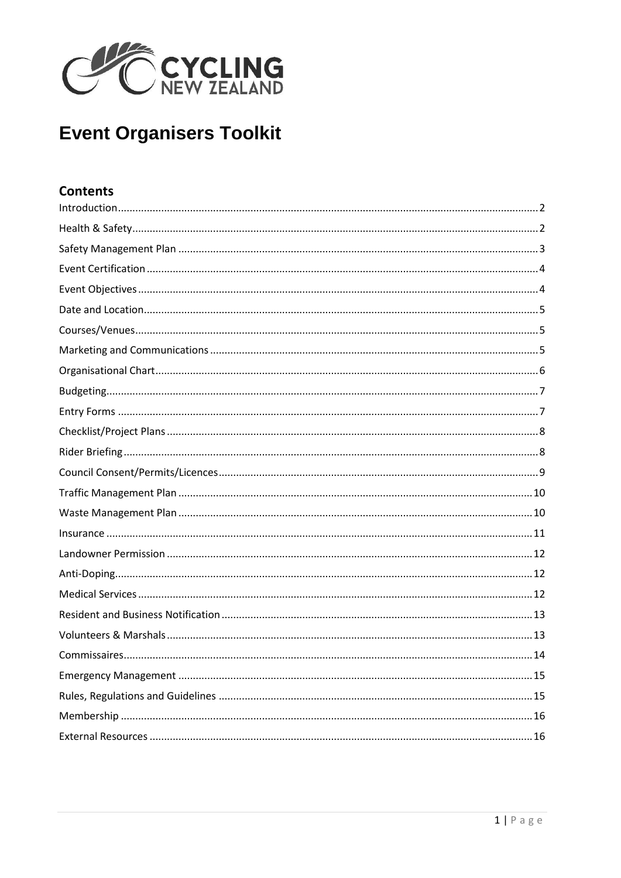CYCLING NEW ZEALAND

# Event Organisers Toolkit

## Contents

Introduction....2
Health & Safety....2
Safety Management Plan....3
Event Certification....4
Event Objectives....4
Date and Location....5
Courses/Venues....5
Marketing and Communications....5
Organisational Chart....6
Budgeting....7
Entry Forms....7
Checklist/Project Plans....8
Rider Briefing....8
Council Consent/Permits/Licences....9
Traffic Management Plan....10
Waste Management Plan....10
Insurance....11
Landowner Permission....12
Anti-Doping....12
Medical Services....12
Resident and Business Notification....13
Volunteers & Marshals....13
Commissaires....14
Emergency Management....15
Rules, Regulations and Guidelines....15
Membership....16
External Resources....16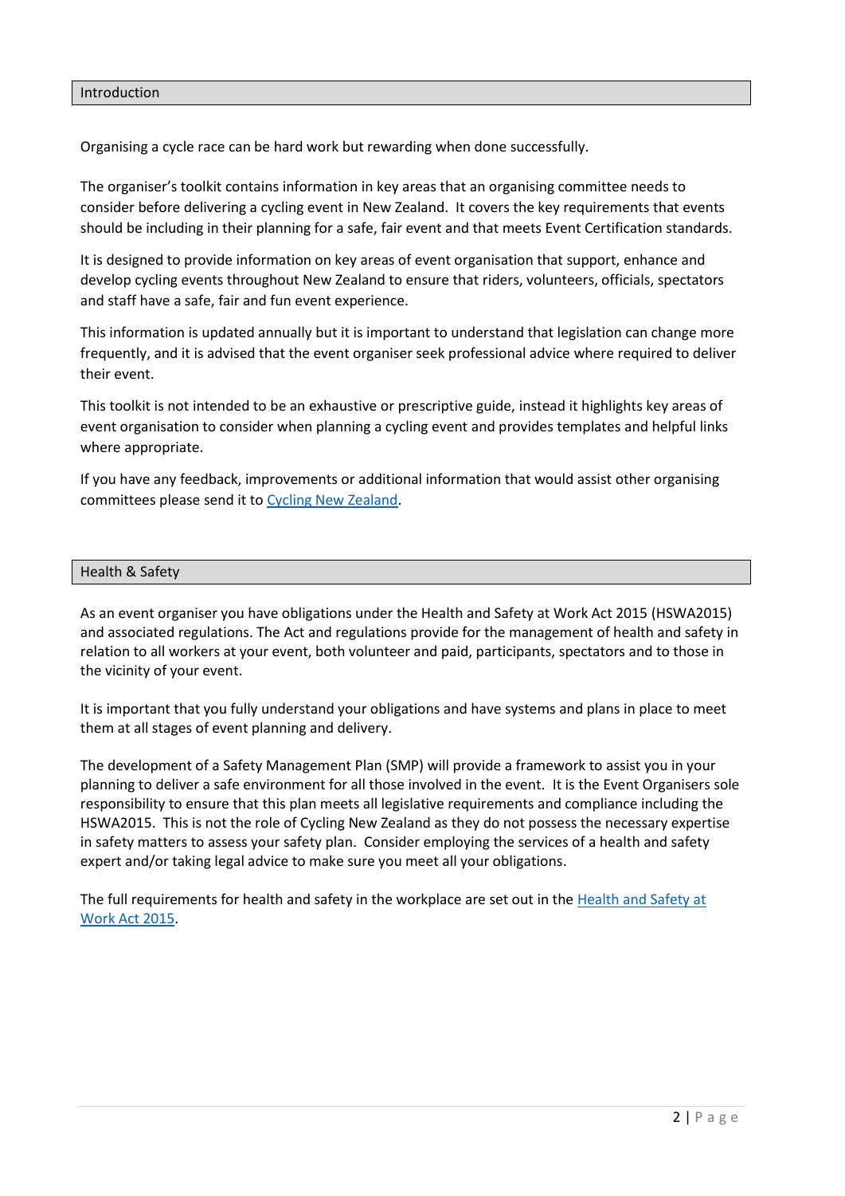## Introduction

Organising a cycle race can be hard work but rewarding when done successfully.

The organiser's toolkit contains information in key areas that an organising committee needs to consider before delivering a cycling event in New Zealand. It covers the key requirements that events should be including in their planning for a safe, fair event and that meets Event Certification standards.

It is designed to provide information on key areas of event organisation that support, enhance and develop cycling events throughout New Zealand to ensure that riders, volunteers, officials, spectators and staff have a safe, fair and fun event experience.

This information is updated annually but it is important to understand that legislation can change more frequently, and it is advised that the event organiser seek professional advice where required to deliver their event.

This toolkit is not intended to be an exhaustive or prescriptive guide, instead it highlights key areas of event organisation to consider when planning a cycling event and provides templates and helpful links where appropriate.

If you have any feedback, improvements or additional information that would assist other organising committees please send it to Cycling New Zealand.

## Health & Safety

As an event organiser you have obligations under the Health and Safety at Work Act 2015 (HSWA2015) and associated regulations. The Act and regulations provide for the management of health and safety in relation to all workers at your event, both volunteer and paid, participants, spectators and to those in the vicinity of your event.

It is important that you fully understand your obligations and have systems and plans in place to meet them at all stages of event planning and delivery.

The development of a Safety Management Plan (SMP) will provide a framework to assist you in your planning to deliver a safe environment for all those involved in the event. It is the Event Organisers sole responsibility to ensure that this plan meets all legislative requirements and compliance including the HSWA2015. This is not the role of Cycling New Zealand as they do not possess the necessary expertise in safety matters to assess your safety plan. Consider employing the services of a health and safety expert and/or taking legal advice to make sure you meet all your obligations.

The full requirements for health and safety in the workplace are set out in the Health and Safety at Work Act 2015.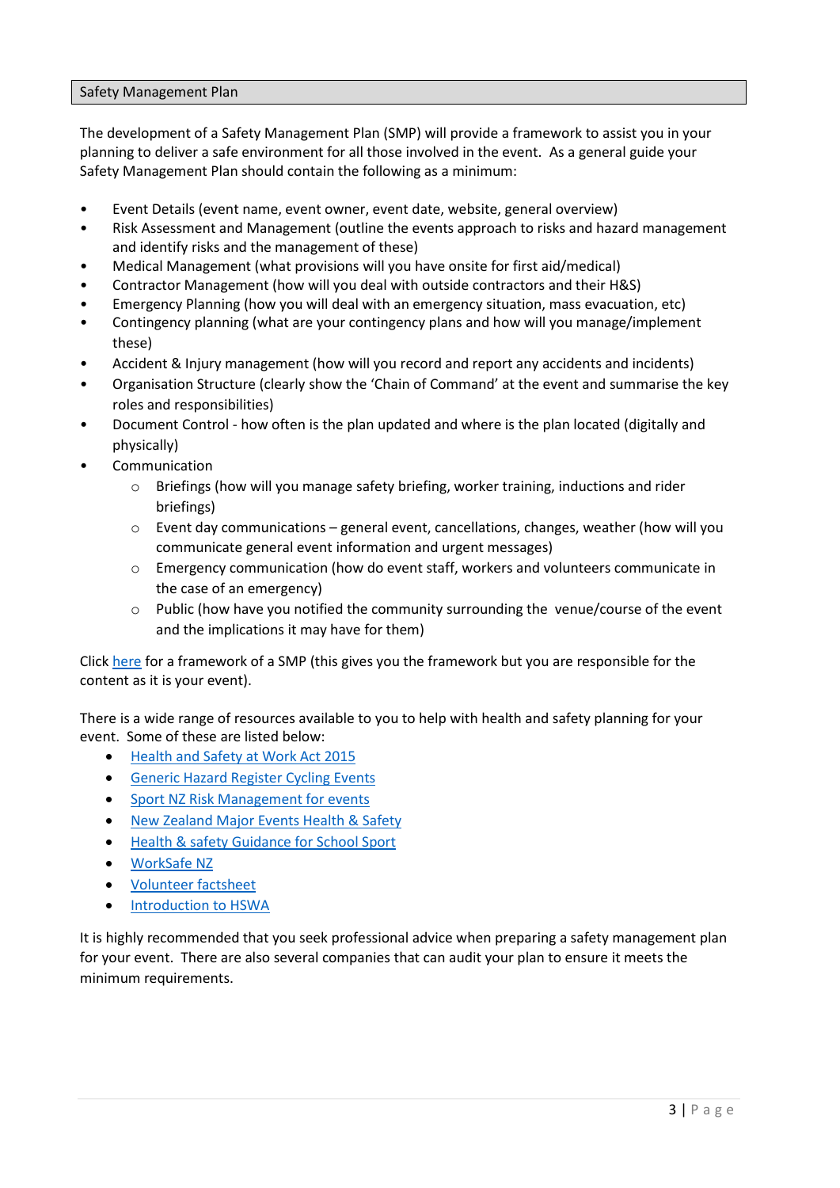## Safety Management Plan

The development of a Safety Management Plan (SMP) will provide a framework to assist you in your planning to deliver a safe environment for all those involved in the event. As a general guide your Safety Management Plan should contain the following as a minimum:

- Event Details (event name, event owner, event date, website, general overview)
- Risk Assessment and Management (outline the events approach to risks and hazard management and identify risks and the management of these)
- Medical Management (what provisions will you have onsite for first aid/medical)
- Contractor Management (how will you deal with outside contractors and their H&S)
- Emergency Planning (how you will deal with an emergency situation, mass evacuation, etc)
- Contingency planning (what are your contingency plans and how will you manage/implement these)
- Accident & Injury management (how will you record and report any accidents and incidents)
- Organisation Structure (clearly show the 'Chain of Command' at the event and summarise the key roles and responsibilities)
- Document Control - how often is the plan updated and where is the plan located (digitally and physically)
- Communication
  - Briefings (how will you manage safety briefing, worker training, inductions and rider briefings)
  - Event day communications – general event, cancellations, changes, weather (how will you communicate general event information and urgent messages)
  - Emergency communication (how do event staff, workers and volunteers communicate in the case of an emergency)
  - Public (how have you notified the community surrounding the venue/course of the event and the implications it may have for them)

Click here for a framework of a SMP (this gives you the framework but you are responsible for the content as it is your event).

There is a wide range of resources available to you to help with health and safety planning for your event. Some of these are listed below:

- Health and Safety at Work Act 2015
- Generic Hazard Register Cycling Events
- Sport NZ Risk Management for events
- New Zealand Major Events Health & Safety
- Health & safety Guidance for School Sport
- WorkSafe NZ
- Volunteer factsheet
- Introduction to HSWA

It is highly recommended that you seek professional advice when preparing a safety management plan for your event. There are also several companies that can audit your plan to ensure it meets the minimum requirements.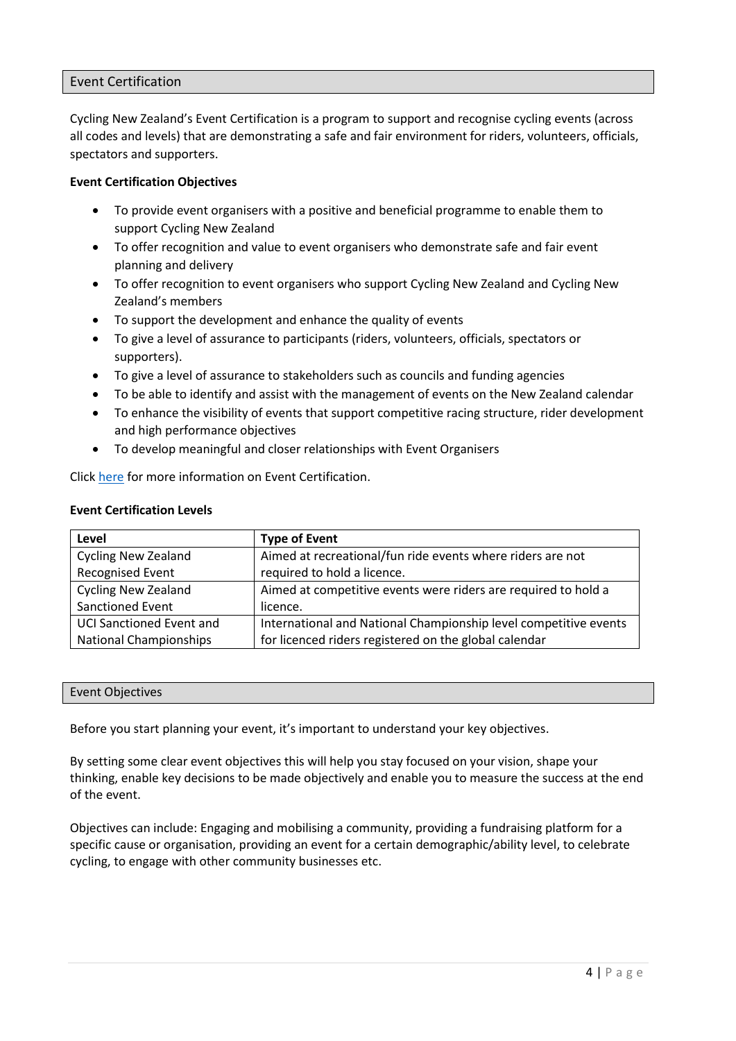## Event Certification

Cycling New Zealand's Event Certification is a program to support and recognise cycling events (across all codes and levels) that are demonstrating a safe and fair environment for riders, volunteers, officials, spectators and supporters.

**Event Certification Objectives**

- To provide event organisers with a positive and beneficial programme to enable them to support Cycling New Zealand
- To offer recognition and value to event organisers who demonstrate safe and fair event planning and delivery
- To offer recognition to event organisers who support Cycling New Zealand and Cycling New Zealand's members
- To support the development and enhance the quality of events
- To give a level of assurance to participants (riders, volunteers, officials, spectators or supporters).
- To give a level of assurance to stakeholders such as councils and funding agencies
- To be able to identify and assist with the management of events on the New Zealand calendar
- To enhance the visibility of events that support competitive racing structure, rider development and high performance objectives
- To develop meaningful and closer relationships with Event Organisers

Click here for more information on Event Certification.

**Event Certification Levels**

| Level | Type of Event |
|---|---|
| Cycling New Zealand Recognised Event | Aimed at recreational/fun ride events where riders are not required to hold a licence. |
| Cycling New Zealand Sanctioned Event | Aimed at competitive events were riders are required to hold a licence. |
| UCI Sanctioned Event and National Championships | International and National Championship level competitive events for licenced riders registered on the global calendar |

## Event Objectives

Before you start planning your event, it's important to understand your key objectives.

By setting some clear event objectives this will help you stay focused on your vision, shape your thinking, enable key decisions to be made objectively and enable you to measure the success at the end of the event.

Objectives can include: Engaging and mobilising a community, providing a fundraising platform for a specific cause or organisation, providing an event for a certain demographic/ability level, to celebrate cycling, to engage with other community businesses etc.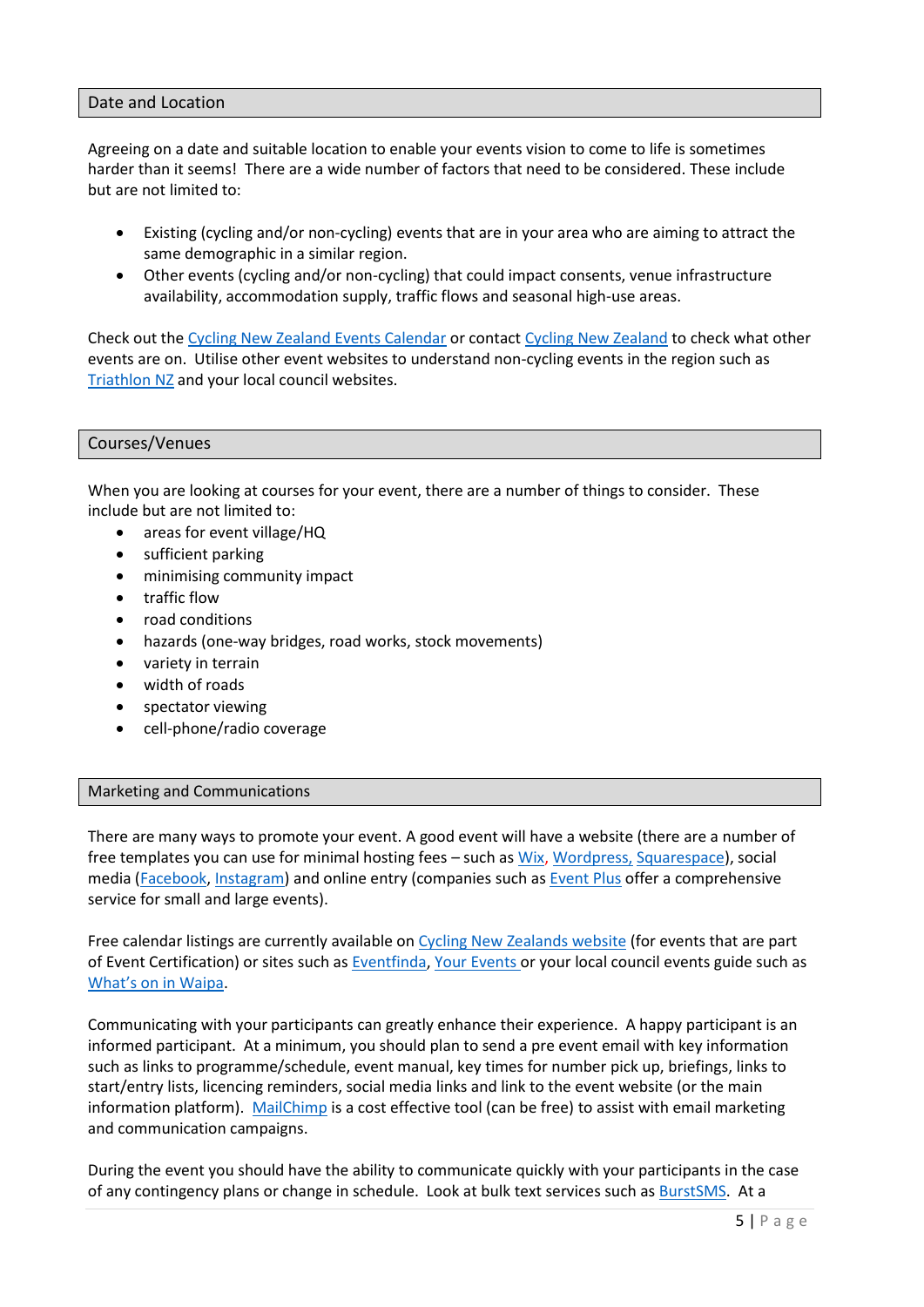## Date and Location

Agreeing on a date and suitable location to enable your events vision to come to life is sometimes harder than it seems! There are a wide number of factors that need to be considered. These include but are not limited to:

- Existing (cycling and/or non-cycling) events that are in your area who are aiming to attract the same demographic in a similar region.
- Other events (cycling and/or non-cycling) that could impact consents, venue infrastructure availability, accommodation supply, traffic flows and seasonal high-use areas.

Check out the Cycling New Zealand Events Calendar or contact Cycling New Zealand to check what other events are on. Utilise other event websites to understand non-cycling events in the region such as Triathlon NZ and your local council websites.

## Courses/Venues

When you are looking at courses for your event, there are a number of things to consider. These include but are not limited to:

- areas for event village/HQ
- sufficient parking
- minimising community impact
- traffic flow
- road conditions
- hazards (one-way bridges, road works, stock movements)
- variety in terrain
- width of roads
- spectator viewing
- cell-phone/radio coverage

## Marketing and Communications

There are many ways to promote your event. A good event will have a website (there are a number of free templates you can use for minimal hosting fees – such as Wix, Wordpress, Squarespace), social media (Facebook, Instagram) and online entry (companies such as Event Plus offer a comprehensive service for small and large events).

Free calendar listings are currently available on Cycling New Zealands website (for events that are part of Event Certification) or sites such as Eventfinda, Your Events or your local council events guide such as What's on in Waipa.

Communicating with your participants can greatly enhance their experience. A happy participant is an informed participant. At a minimum, you should plan to send a pre event email with key information such as links to programme/schedule, event manual, key times for number pick up, briefings, links to start/entry lists, licencing reminders, social media links and link to the event website (or the main information platform). MailChimp is a cost effective tool (can be free) to assist with email marketing and communication campaigns.

During the event you should have the ability to communicate quickly with your participants in the case of any contingency plans or change in schedule. Look at bulk text services such as BurstSMS. At a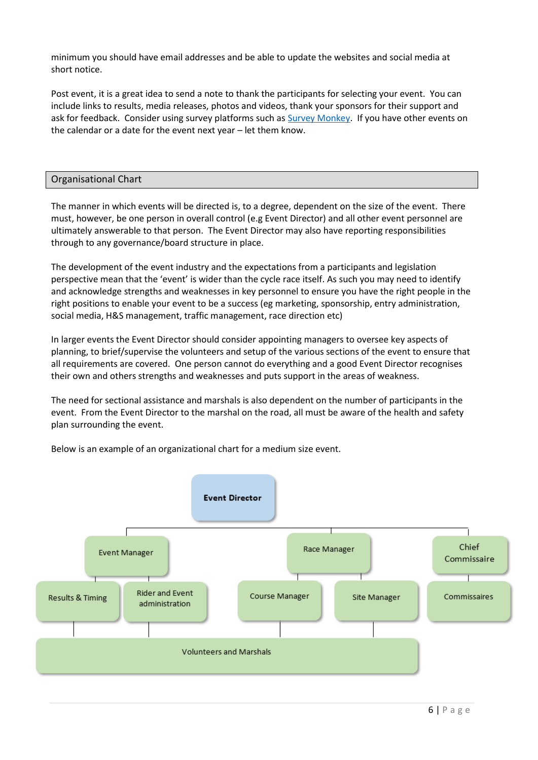minimum you should have email addresses and be able to update the websites and social media at short notice.

Post event, it is a great idea to send a note to thank the participants for selecting your event. You can include links to results, media releases, photos and videos, thank your sponsors for their support and ask for feedback. Consider using survey platforms such as Survey Monkey. If you have other events on the calendar or a date for the event next year – let them know.

## Organisational Chart

The manner in which events will be directed is, to a degree, dependent on the size of the event. There must, however, be one person in overall control (e.g Event Director) and all other event personnel are ultimately answerable to that person. The Event Director may also have reporting responsibilities through to any governance/board structure in place.

The development of the event industry and the expectations from a participants and legislation perspective mean that the 'event' is wider than the cycle race itself. As such you may need to identify and acknowledge strengths and weaknesses in key personnel to ensure you have the right people in the right positions to enable your event to be a success (eg marketing, sponsorship, entry administration, social media, H&S management, traffic management, race direction etc)

In larger events the Event Director should consider appointing managers to oversee key aspects of planning, to brief/supervise the volunteers and setup of the various sections of the event to ensure that all requirements are covered. One person cannot do everything and a good Event Director recognises their own and others strengths and weaknesses and puts support in the areas of weakness.

The need for sectional assistance and marshals is also dependent on the number of participants in the event. From the Event Director to the marshal on the road, all must be aware of the health and safety plan surrounding the event.

Below is an example of an organizational chart for a medium size event.

Event Director

Event Manager

Race Manager

Chief Commissaire

Results & Timing

Rider and Event administration

Course Manager

Site Manager

Commissaires

Volunteers and Marshals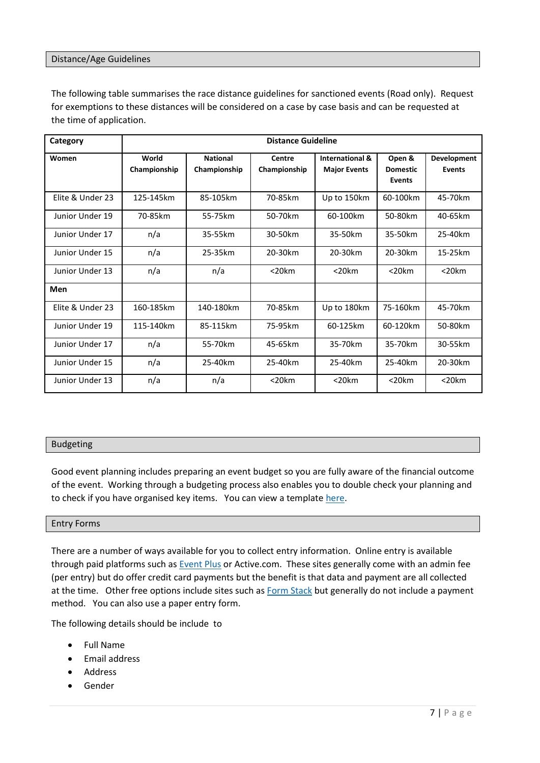## Distance/Age Guidelines

The following table summarises the race distance guidelines for sanctioned events (Road only). Request for exemptions to these distances will be considered on a case by case basis and can be requested at the time of application.

| Category | Distance Guideline | | | | | |
|---|---|---|---|---|---|---|
| **Women** | **World Championship** | **National Championship** | **Centre Championship** | **International & Major Events** | **Open & Domestic Events** | **Development Events** |
| Elite & Under 23 | 125-145km | 85-105km | 70-85km | Up to 150km | 60-100km | 45-70km |
| Junior Under 19 | 70-85km | 55-75km | 50-70km | 60-100km | 50-80km | 40-65km |
| Junior Under 17 | n/a | 35-55km | 30-50km | 35-50km | 35-50km | 25-40km |
| Junior Under 15 | n/a | 25-35km | 20-30km | 20-30km | 20-30km | 15-25km |
| Junior Under 13 | n/a | n/a | <20km | <20km | <20km | <20km |
| **Men** | | | | | | |
| Elite & Under 23 | 160-185km | 140-180km | 70-85km | Up to 180km | 75-160km | 45-70km |
| Junior Under 19 | 115-140km | 85-115km | 75-95km | 60-125km | 60-120km | 50-80km |
| Junior Under 17 | n/a | 55-70km | 45-65km | 35-70km | 35-70km | 30-55km |
| Junior Under 15 | n/a | 25-40km | 25-40km | 25-40km | 25-40km | 20-30km |
| Junior Under 13 | n/a | n/a | <20km | <20km | <20km | <20km |

## Budgeting

Good event planning includes preparing an event budget so you are fully aware of the financial outcome of the event. Working through a budgeting process also enables you to double check your planning and to check if you have organised key items. You can view a template here.

## Entry Forms

There are a number of ways available for you to collect entry information. Online entry is available through paid platforms such as Event Plus or Active.com. These sites generally come with an admin fee (per entry) but do offer credit card payments but the benefit is that data and payment are all collected at the time. Other free options include sites such as Form Stack but generally do not include a payment method. You can also use a paper entry form.

The following details should be include to

- Full Name
- Email address
- Address
- Gender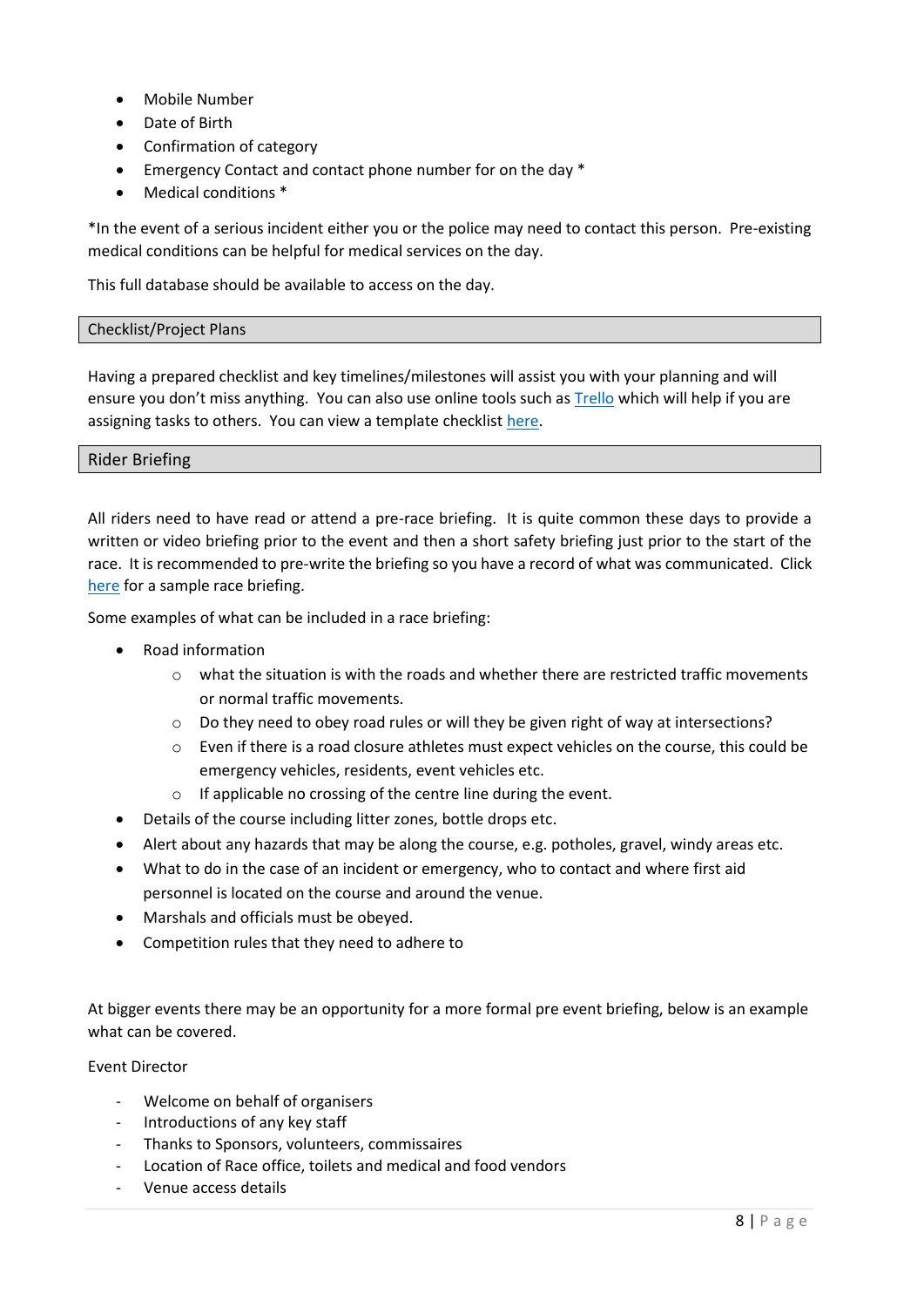- Mobile Number
- Date of Birth
- Confirmation of category
- Emergency Contact and contact phone number for on the day *
- Medical conditions *

*In the event of a serious incident either you or the police may need to contact this person. Pre-existing medical conditions can be helpful for medical services on the day.

This full database should be available to access on the day.

## Checklist/Project Plans

Having a prepared checklist and key timelines/milestones will assist you with your planning and will ensure you don't miss anything. You can also use online tools such as [Trello]() which will help if you are assigning tasks to others. You can view a template checklist [here]().

## Rider Briefing

All riders need to have read or attend a pre-race briefing. It is quite common these days to provide a written or video briefing prior to the event and then a short safety briefing just prior to the start of the race. It is recommended to pre-write the briefing so you have a record of what was communicated. Click [here]() for a sample race briefing.

Some examples of what can be included in a race briefing:

- Road information
  - what the situation is with the roads and whether there are restricted traffic movements or normal traffic movements.
  - Do they need to obey road rules or will they be given right of way at intersections?
  - Even if there is a road closure athletes must expect vehicles on the course, this could be emergency vehicles, residents, event vehicles etc.
  - If applicable no crossing of the centre line during the event.
- Details of the course including litter zones, bottle drops etc.
- Alert about any hazards that may be along the course, e.g. potholes, gravel, windy areas etc.
- What to do in the case of an incident or emergency, who to contact and where first aid personnel is located on the course and around the venue.
- Marshals and officials must be obeyed.
- Competition rules that they need to adhere to

At bigger events there may be an opportunity for a more formal pre event briefing, below is an example what can be covered.

Event Director

- Welcome on behalf of organisers
- Introductions of any key staff
- Thanks to Sponsors, volunteers, commissaires
- Location of Race office, toilets and medical and food vendors
- Venue access details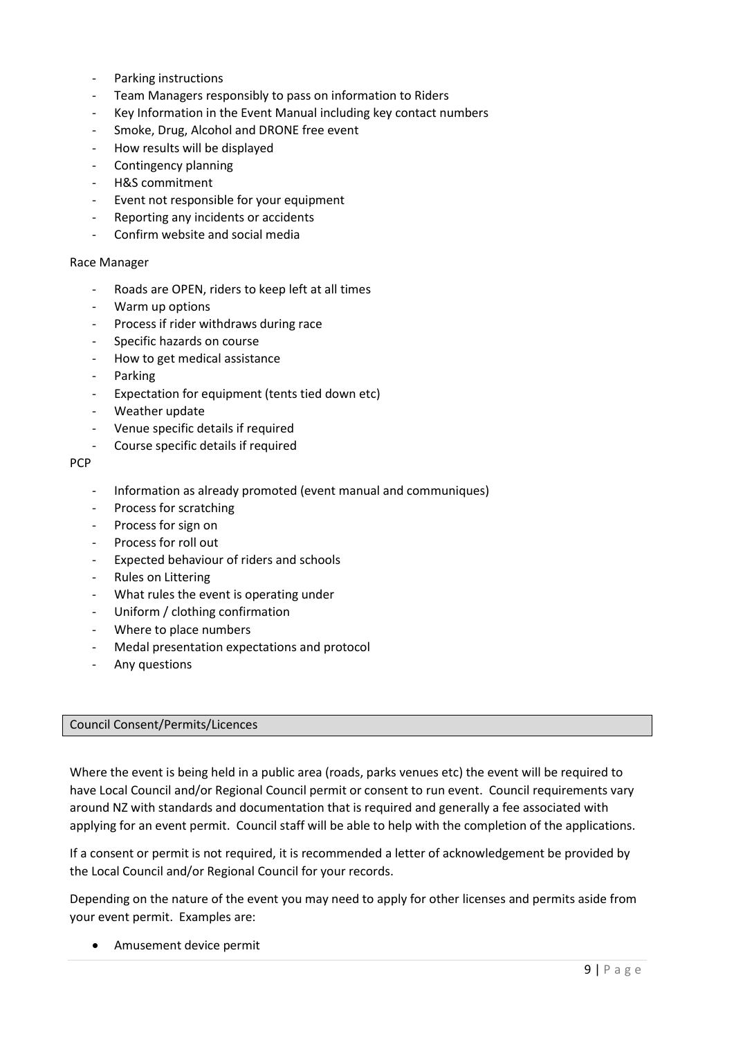- Parking instructions
- Team Managers responsibly to pass on information to Riders
- Key Information in the Event Manual including key contact numbers
- Smoke, Drug, Alcohol and DRONE free event
- How results will be displayed
- Contingency planning
- H&S commitment
- Event not responsible for your equipment
- Reporting any incidents or accidents
- Confirm website and social media

Race Manager

- Roads are OPEN, riders to keep left at all times
- Warm up options
- Process if rider withdraws during race
- Specific hazards on course
- How to get medical assistance
- Parking
- Expectation for equipment (tents tied down etc)
- Weather update
- Venue specific details if required
- Course specific details if required

PCP

- Information as already promoted (event manual and communiques)
- Process for scratching
- Process for sign on
- Process for roll out
- Expected behaviour of riders and schools
- Rules on Littering
- What rules the event is operating under
- Uniform / clothing confirmation
- Where to place numbers
- Medal presentation expectations and protocol
- Any questions

## Council Consent/Permits/Licences

Where the event is being held in a public area (roads, parks venues etc) the event will be required to have Local Council and/or Regional Council permit or consent to run event. Council requirements vary around NZ with standards and documentation that is required and generally a fee associated with applying for an event permit. Council staff will be able to help with the completion of the applications.

If a consent or permit is not required, it is recommended a letter of acknowledgement be provided by the Local Council and/or Regional Council for your records.

Depending on the nature of the event you may need to apply for other licenses and permits aside from your event permit. Examples are:

- Amusement device permit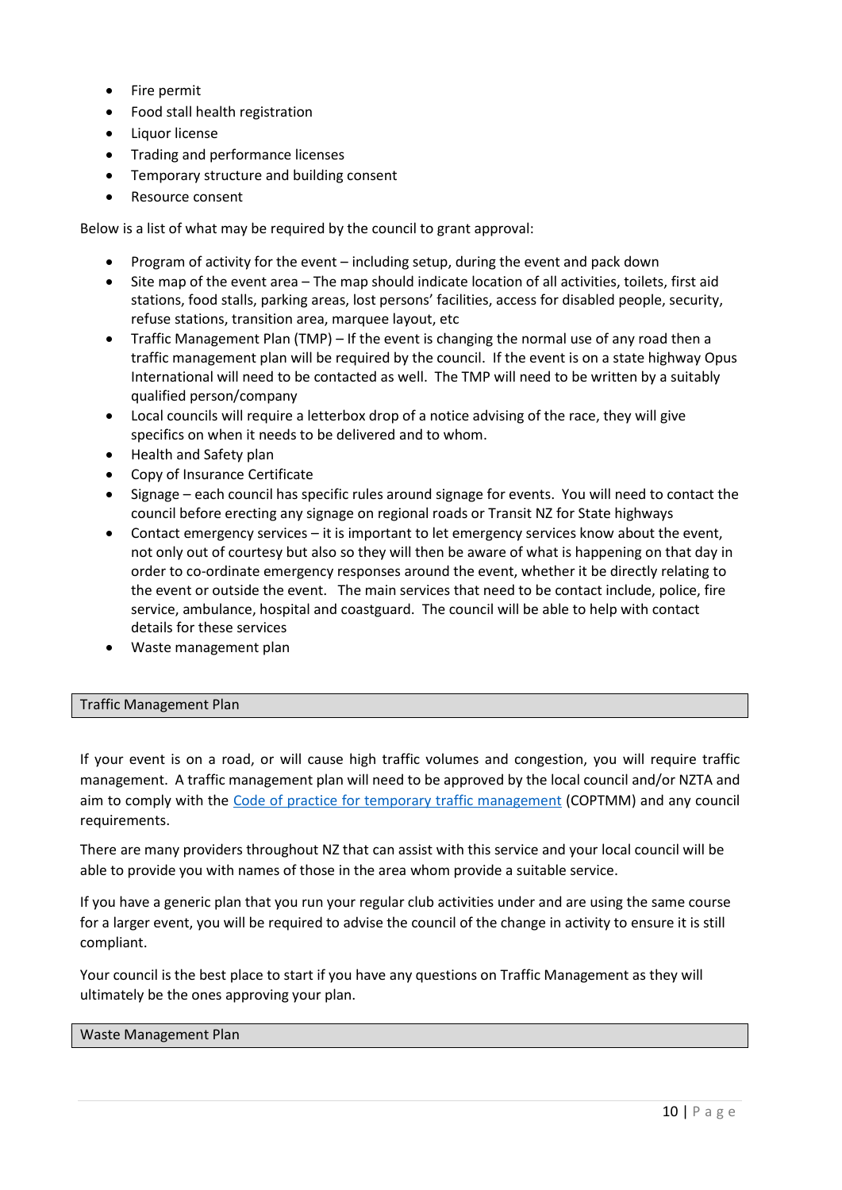- Fire permit
- Food stall health registration
- Liquor license
- Trading and performance licenses
- Temporary structure and building consent
- Resource consent

Below is a list of what may be required by the council to grant approval:

- Program of activity for the event – including setup, during the event and pack down
- Site map of the event area – The map should indicate location of all activities, toilets, first aid stations, food stalls, parking areas, lost persons' facilities, access for disabled people, security, refuse stations, transition area, marquee layout, etc
- Traffic Management Plan (TMP) – If the event is changing the normal use of any road then a traffic management plan will be required by the council. If the event is on a state highway Opus International will need to be contacted as well. The TMP will need to be written by a suitably qualified person/company
- Local councils will require a letterbox drop of a notice advising of the race, they will give specifics on when it needs to be delivered and to whom.
- Health and Safety plan
- Copy of Insurance Certificate
- Signage – each council has specific rules around signage for events. You will need to contact the council before erecting any signage on regional roads or Transit NZ for State highways
- Contact emergency services – it is important to let emergency services know about the event, not only out of courtesy but also so they will then be aware of what is happening on that day in order to co-ordinate emergency responses around the event, whether it be directly relating to the event or outside the event. The main services that need to be contact include, police, fire service, ambulance, hospital and coastguard. The council will be able to help with contact details for these services
- Waste management plan

## Traffic Management Plan

If your event is on a road, or will cause high traffic volumes and congestion, you will require traffic management. A traffic management plan will need to be approved by the local council and/or NZTA and aim to comply with the Code of practice for temporary traffic management (COPTMM) and any council requirements.

There are many providers throughout NZ that can assist with this service and your local council will be able to provide you with names of those in the area whom provide a suitable service.

If you have a generic plan that you run your regular club activities under and are using the same course for a larger event, you will be required to advise the council of the change in activity to ensure it is still compliant.

Your council is the best place to start if you have any questions on Traffic Management as they will ultimately be the ones approving your plan.

## Waste Management Plan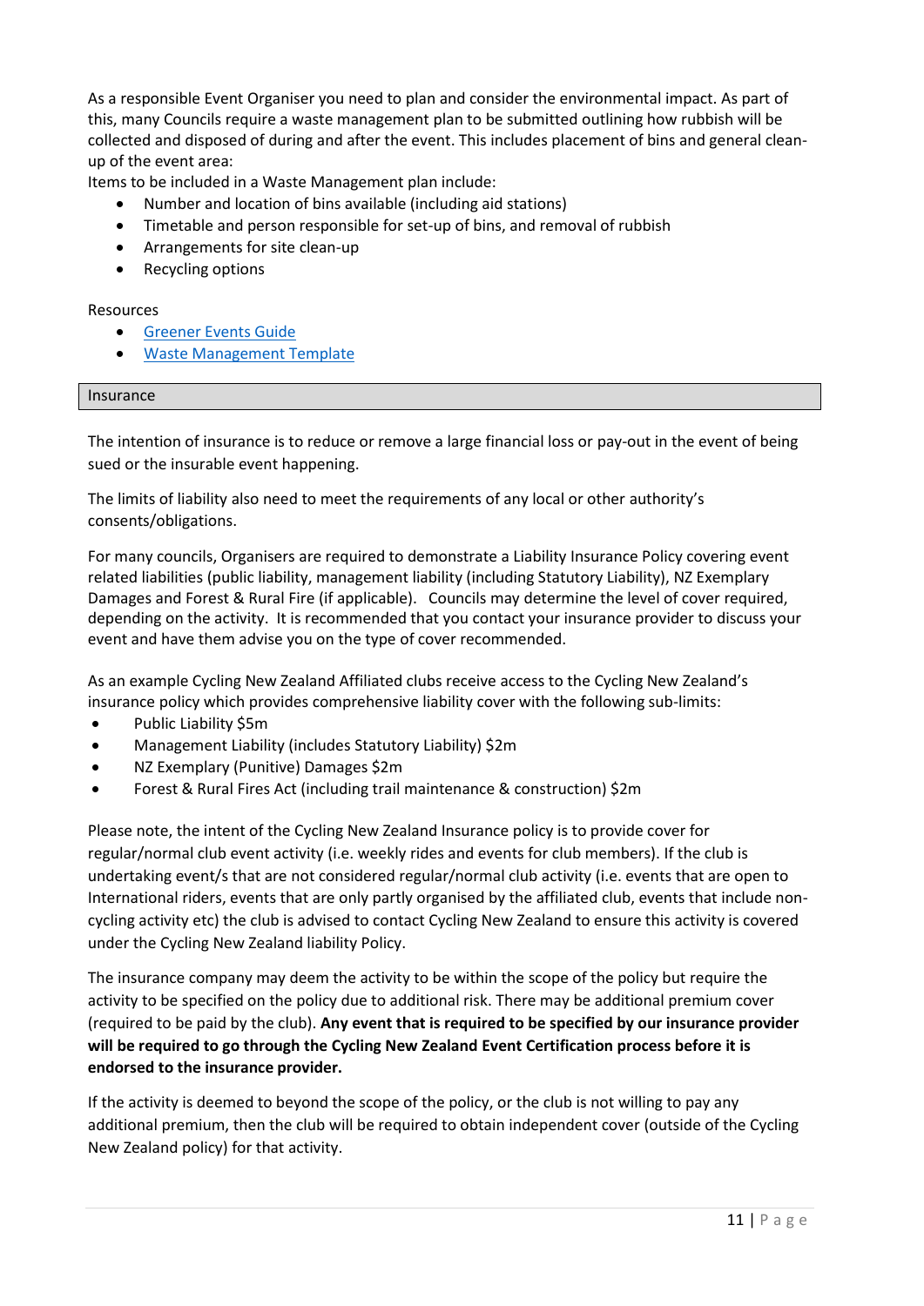As a responsible Event Organiser you need to plan and consider the environmental impact. As part of this, many Councils require a waste management plan to be submitted outlining how rubbish will be collected and disposed of during and after the event. This includes placement of bins and general clean-up of the event area:

Items to be included in a Waste Management plan include:

- Number and location of bins available (including aid stations)
- Timetable and person responsible for set-up of bins, and removal of rubbish
- Arrangements for site clean-up
- Recycling options

Resources

- Greener Events Guide
- Waste Management Template

## Insurance

The intention of insurance is to reduce or remove a large financial loss or pay-out in the event of being sued or the insurable event happening.

The limits of liability also need to meet the requirements of any local or other authority's consents/obligations.

For many councils, Organisers are required to demonstrate a Liability Insurance Policy covering event related liabilities (public liability, management liability (including Statutory Liability), NZ Exemplary Damages and Forest & Rural Fire (if applicable). Councils may determine the level of cover required, depending on the activity. It is recommended that you contact your insurance provider to discuss your event and have them advise you on the type of cover recommended.

As an example Cycling New Zealand Affiliated clubs receive access to the Cycling New Zealand's insurance policy which provides comprehensive liability cover with the following sub-limits:

- Public Liability $5m
- Management Liability (includes Statutory Liability) $2m
- NZ Exemplary (Punitive) Damages $2m
- Forest & Rural Fires Act (including trail maintenance & construction) $2m

Please note, the intent of the Cycling New Zealand Insurance policy is to provide cover for regular/normal club event activity (i.e. weekly rides and events for club members). If the club is undertaking event/s that are not considered regular/normal club activity (i.e. events that are open to International riders, events that are only partly organised by the affiliated club, events that include non-cycling activity etc) the club is advised to contact Cycling New Zealand to ensure this activity is covered under the Cycling New Zealand liability Policy.

The insurance company may deem the activity to be within the scope of the policy but require the activity to be specified on the policy due to additional risk. There may be additional premium cover (required to be paid by the club). **Any event that is required to be specified by our insurance provider will be required to go through the Cycling New Zealand Event Certification process before it is endorsed to the insurance provider.**

If the activity is deemed to beyond the scope of the policy, or the club is not willing to pay any additional premium, then the club will be required to obtain independent cover (outside of the Cycling New Zealand policy) for that activity.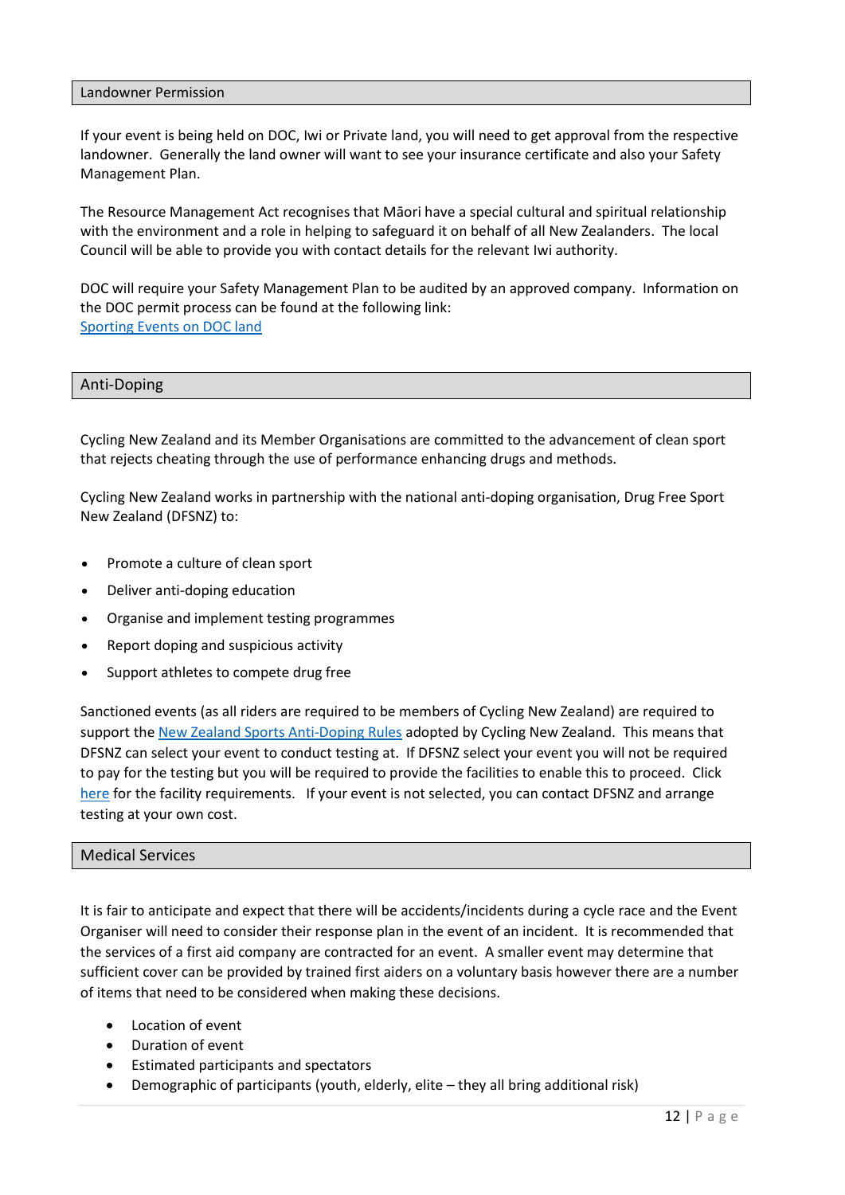## Landowner Permission

If your event is being held on DOC, Iwi or Private land, you will need to get approval from the respective landowner. Generally the land owner will want to see your insurance certificate and also your Safety Management Plan.

The Resource Management Act recognises that Māori have a special cultural and spiritual relationship with the environment and a role in helping to safeguard it on behalf of all New Zealanders. The local Council will be able to provide you with contact details for the relevant Iwi authority.

DOC will require your Safety Management Plan to be audited by an approved company. Information on the DOC permit process can be found at the following link:
Sporting Events on DOC land

## Anti-Doping

Cycling New Zealand and its Member Organisations are committed to the advancement of clean sport that rejects cheating through the use of performance enhancing drugs and methods.

Cycling New Zealand works in partnership with the national anti-doping organisation, Drug Free Sport New Zealand (DFSNZ) to:

- Promote a culture of clean sport
- Deliver anti-doping education
- Organise and implement testing programmes
- Report doping and suspicious activity
- Support athletes to compete drug free

Sanctioned events (as all riders are required to be members of Cycling New Zealand) are required to support the New Zealand Sports Anti-Doping Rules adopted by Cycling New Zealand. This means that DFSNZ can select your event to conduct testing at. If DFSNZ select your event you will not be required to pay for the testing but you will be required to provide the facilities to enable this to proceed. Click here for the facility requirements. If your event is not selected, you can contact DFSNZ and arrange testing at your own cost.

## Medical Services

It is fair to anticipate and expect that there will be accidents/incidents during a cycle race and the Event Organiser will need to consider their response plan in the event of an incident. It is recommended that the services of a first aid company are contracted for an event. A smaller event may determine that sufficient cover can be provided by trained first aiders on a voluntary basis however there are a number of items that need to be considered when making these decisions.

- Location of event
- Duration of event
- Estimated participants and spectators
- Demographic of participants (youth, elderly, elite – they all bring additional risk)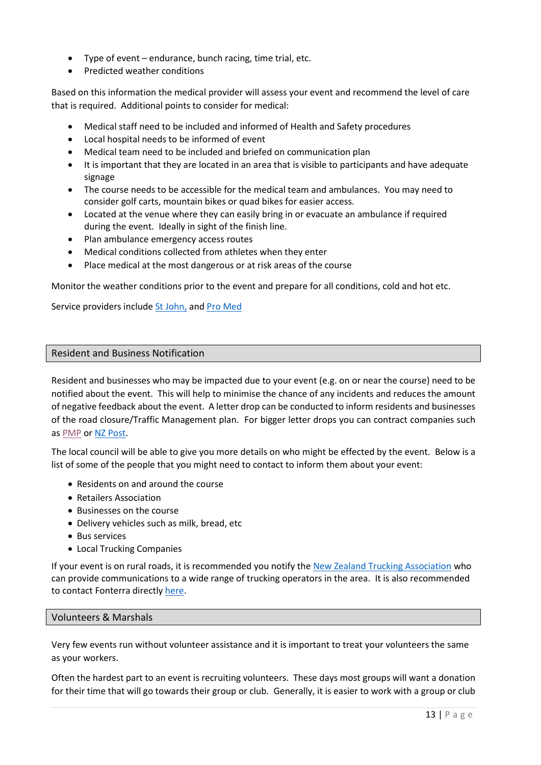- Type of event – endurance, bunch racing, time trial, etc.
- Predicted weather conditions

Based on this information the medical provider will assess your event and recommend the level of care that is required. Additional points to consider for medical:

- Medical staff need to be included and informed of Health and Safety procedures
- Local hospital needs to be informed of event
- Medical team need to be included and briefed on communication plan
- It is important that they are located in an area that is visible to participants and have adequate signage
- The course needs to be accessible for the medical team and ambulances. You may need to consider golf carts, mountain bikes or quad bikes for easier access.
- Located at the venue where they can easily bring in or evacuate an ambulance if required during the event. Ideally in sight of the finish line.
- Plan ambulance emergency access routes
- Medical conditions collected from athletes when they enter
- Place medical at the most dangerous or at risk areas of the course

Monitor the weather conditions prior to the event and prepare for all conditions, cold and hot etc.

Service providers include St John, and Pro Med

## Resident and Business Notification

Resident and businesses who may be impacted due to your event (e.g. on or near the course) need to be notified about the event. This will help to minimise the chance of any incidents and reduces the amount of negative feedback about the event. A letter drop can be conducted to inform residents and businesses of the road closure/Traffic Management plan. For bigger letter drops you can contract companies such as PMP or NZ Post.

The local council will be able to give you more details on who might be effected by the event. Below is a list of some of the people that you might need to contact to inform them about your event:

- Residents on and around the course
- Retailers Association
- Businesses on the course
- Delivery vehicles such as milk, bread, etc
- Bus services
- Local Trucking Companies

If your event is on rural roads, it is recommended you notify the New Zealand Trucking Association who can provide communications to a wide range of trucking operators in the area. It is also recommended to contact Fonterra directly here.

## Volunteers & Marshals

Very few events run without volunteer assistance and it is important to treat your volunteers the same as your workers.

Often the hardest part to an event is recruiting volunteers. These days most groups will want a donation for their time that will go towards their group or club. Generally, it is easier to work with a group or club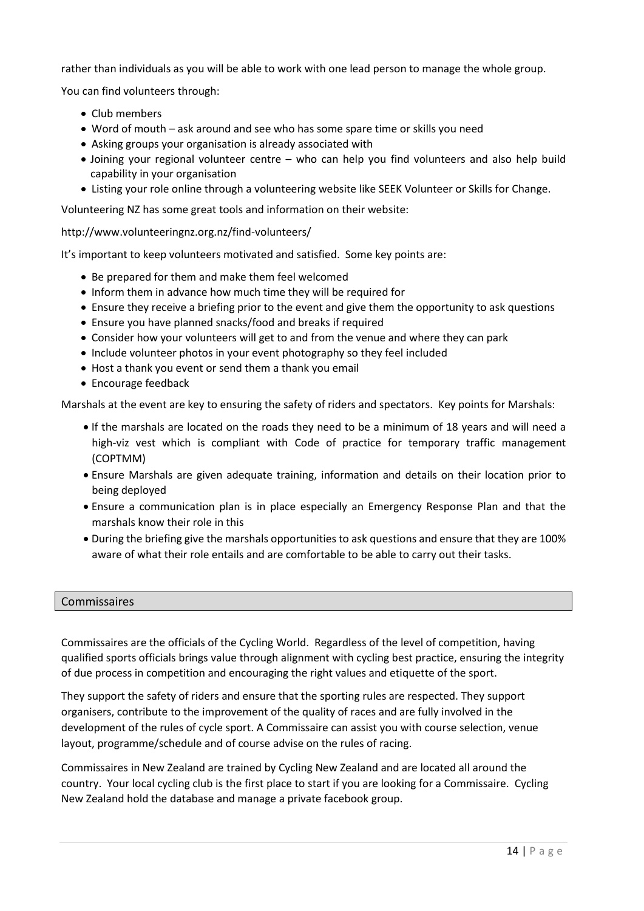rather than individuals as you will be able to work with one lead person to manage the whole group.

You can find volunteers through:

- Club members
- Word of mouth – ask around and see who has some spare time or skills you need
- Asking groups your organisation is already associated with
- Joining your regional volunteer centre – who can help you find volunteers and also help build capability in your organisation
- Listing your role online through a volunteering website like SEEK Volunteer or Skills for Change.

Volunteering NZ has some great tools and information on their website:

http://www.volunteeringnz.org.nz/find-volunteers/

It's important to keep volunteers motivated and satisfied. Some key points are:

- Be prepared for them and make them feel welcomed
- Inform them in advance how much time they will be required for
- Ensure they receive a briefing prior to the event and give them the opportunity to ask questions
- Ensure you have planned snacks/food and breaks if required
- Consider how your volunteers will get to and from the venue and where they can park
- Include volunteer photos in your event photography so they feel included
- Host a thank you event or send them a thank you email
- Encourage feedback

Marshals at the event are key to ensuring the safety of riders and spectators. Key points for Marshals:

- If the marshals are located on the roads they need to be a minimum of 18 years and will need a high-viz vest which is compliant with Code of practice for temporary traffic management (COPTMM)
- Ensure Marshals are given adequate training, information and details on their location prior to being deployed
- Ensure a communication plan is in place especially an Emergency Response Plan and that the marshals know their role in this
- During the briefing give the marshals opportunities to ask questions and ensure that they are 100% aware of what their role entails and are comfortable to be able to carry out their tasks.

## Commissaires

Commissaires are the officials of the Cycling World. Regardless of the level of competition, having qualified sports officials brings value through alignment with cycling best practice, ensuring the integrity of due process in competition and encouraging the right values and etiquette of the sport.

They support the safety of riders and ensure that the sporting rules are respected. They support organisers, contribute to the improvement of the quality of races and are fully involved in the development of the rules of cycle sport. A Commissaire can assist you with course selection, venue layout, programme/schedule and of course advise on the rules of racing.

Commissaires in New Zealand are trained by Cycling New Zealand and are located all around the country. Your local cycling club is the first place to start if you are looking for a Commissaire. Cycling New Zealand hold the database and manage a private facebook group.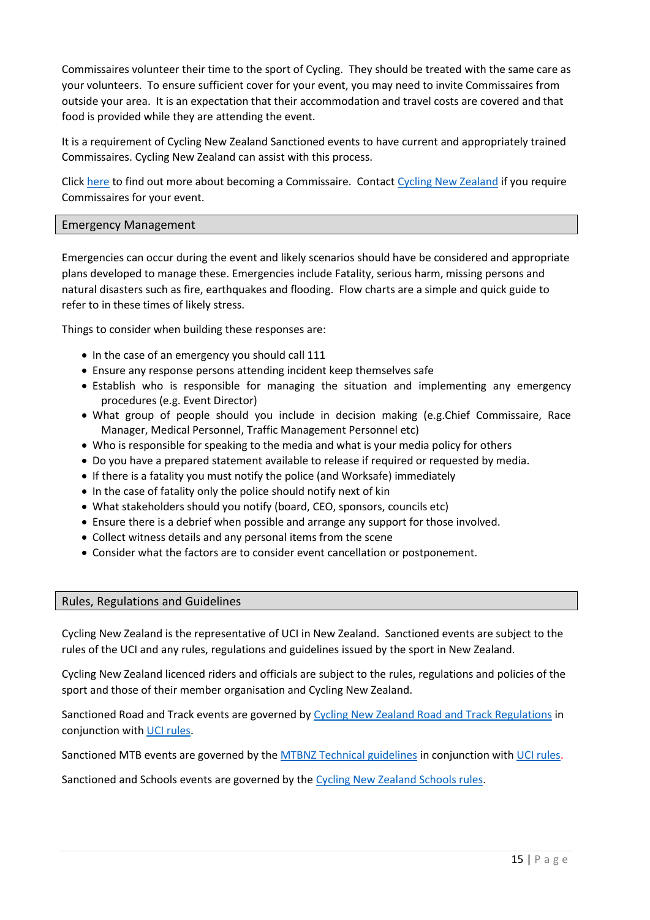Commissaires volunteer their time to the sport of Cycling. They should be treated with the same care as your volunteers. To ensure sufficient cover for your event, you may need to invite Commissaires from outside your area. It is an expectation that their accommodation and travel costs are covered and that food is provided while they are attending the event.

It is a requirement of Cycling New Zealand Sanctioned events to have current and appropriately trained Commissaires. Cycling New Zealand can assist with this process.

Click here to find out more about becoming a Commissaire. Contact Cycling New Zealand if you require Commissaires for your event.

## Emergency Management

Emergencies can occur during the event and likely scenarios should have be considered and appropriate plans developed to manage these. Emergencies include Fatality, serious harm, missing persons and natural disasters such as fire, earthquakes and flooding. Flow charts are a simple and quick guide to refer to in these times of likely stress.

Things to consider when building these responses are:

- In the case of an emergency you should call 111
- Ensure any response persons attending incident keep themselves safe
- Establish who is responsible for managing the situation and implementing any emergency procedures (e.g. Event Director)
- What group of people should you include in decision making (e.g.Chief Commissaire, Race Manager, Medical Personnel, Traffic Management Personnel etc)
- Who is responsible for speaking to the media and what is your media policy for others
- Do you have a prepared statement available to release if required or requested by media.
- If there is a fatality you must notify the police (and Worksafe) immediately
- In the case of fatality only the police should notify next of kin
- What stakeholders should you notify (board, CEO, sponsors, councils etc)
- Ensure there is a debrief when possible and arrange any support for those involved.
- Collect witness details and any personal items from the scene
- Consider what the factors are to consider event cancellation or postponement.

## Rules, Regulations and Guidelines

Cycling New Zealand is the representative of UCI in New Zealand. Sanctioned events are subject to the rules of the UCI and any rules, regulations and guidelines issued by the sport in New Zealand.

Cycling New Zealand licenced riders and officials are subject to the rules, regulations and policies of the sport and those of their member organisation and Cycling New Zealand.

Sanctioned Road and Track events are governed by Cycling New Zealand Road and Track Regulations in conjunction with UCI rules.

Sanctioned MTB events are governed by the MTBNZ Technical guidelines in conjunction with UCI rules.

Sanctioned and Schools events are governed by the Cycling New Zealand Schools rules.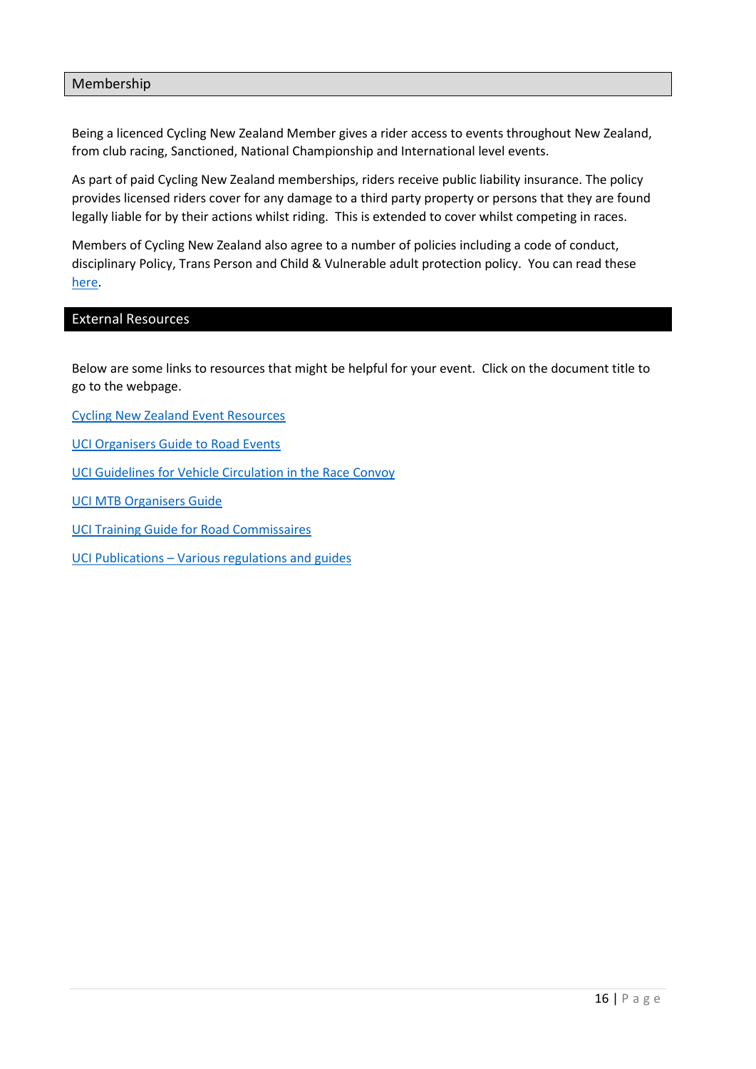## Membership

Being a licenced Cycling New Zealand Member gives a rider access to events throughout New Zealand, from club racing, Sanctioned, National Championship and International level events.

As part of paid Cycling New Zealand memberships, riders receive public liability insurance. The policy provides licensed riders cover for any damage to a third party property or persons that they are found legally liable for by their actions whilst riding. This is extended to cover whilst competing in races.

Members of Cycling New Zealand also agree to a number of policies including a code of conduct, disciplinary Policy, Trans Person and Child & Vulnerable adult protection policy. You can read these here.

## External Resources

Below are some links to resources that might be helpful for your event. Click on the document title to go to the webpage.

Cycling New Zealand Event Resources

UCI Organisers Guide to Road Events

UCI Guidelines for Vehicle Circulation in the Race Convoy

UCI MTB Organisers Guide

UCI Training Guide for Road Commissaires

UCI Publications – Various regulations and guides